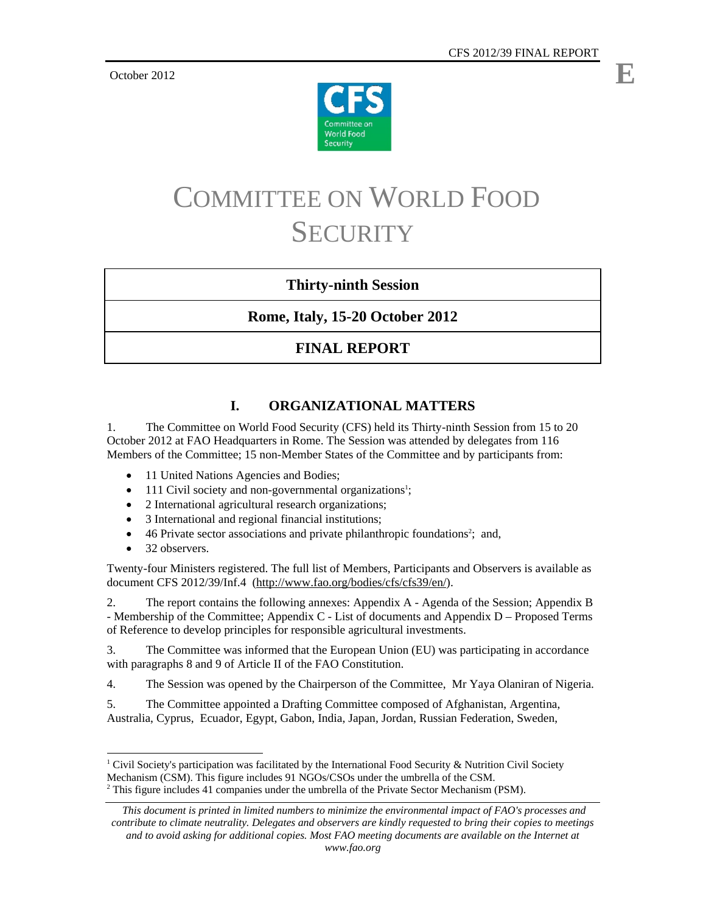October 2012

E

# COMMITTEE ON WORLD FOOD SECURITY

**Thirty-ninth Session**

**Rome, Italy, 15-20 October 2012**

**FINAL REPORT**

## I. ORGANIZATIONAL MATTERS

1. The Committee on World Food Security (CFS) held its Thirty-ninth Session from 15 to 20 October 2012 at FAO Headquarters in Rome. The Session was attended by delegates from 116 Members of the Committee; 15 non-Member States of the Committee and by participants from:

- 11 United Nations Agencies and Bodies;
- 111 Civil society and non-governmental organizations[1];
- 2 International agricultural research organizations;
- 3 International and regional financial institutions;
- 46 Private sector associations and private philanthropic foundations[2]; and,
- 32 observers.

Twenty-four Ministers registered. The full list of Members, Participants and Observers is available as document CFS 2012/39/Inf.4 (http://www.fao.org/bodies/cfs/cfs39/en/).

2. The report contains the following annexes: Appendix A - Agenda of the Session; Appendix B - Membership of the Committee; Appendix C - List of documents and Appendix D – Proposed Terms of Reference to develop principles for responsible agricultural investments.

3. The Committee was informed that the European Union (EU) was participating in accordance with paragraphs 8 and 9 of Article II of the FAO Constitution.

4. The Session was opened by the Chairperson of the Committee, Mr Yaya Olaniran of Nigeria.

5. The Committee appointed a Drafting Committee composed of Afghanistan, Argentina, Australia, Cyprus, Ecuador, Egypt, Gabon, India, Japan, Jordan, Russian Federation, Sweden,

---

[1] Civil Society's participation was facilitated by the International Food Security & Nutrition Civil Society Mechanism (CSM). This figure includes 91 NGOs/CSOs under the umbrella of the CSM.

[2] This figure includes 41 companies under the umbrella of the Private Sector Mechanism (PSM).

*This document is printed in limited numbers to minimize the environmental impact of FAO's processes and contribute to climate neutrality. Delegates and observers are kindly requested to bring their copies to meetings and to avoid asking for additional copies. Most FAO meeting documents are available on the Internet at www.fao.org*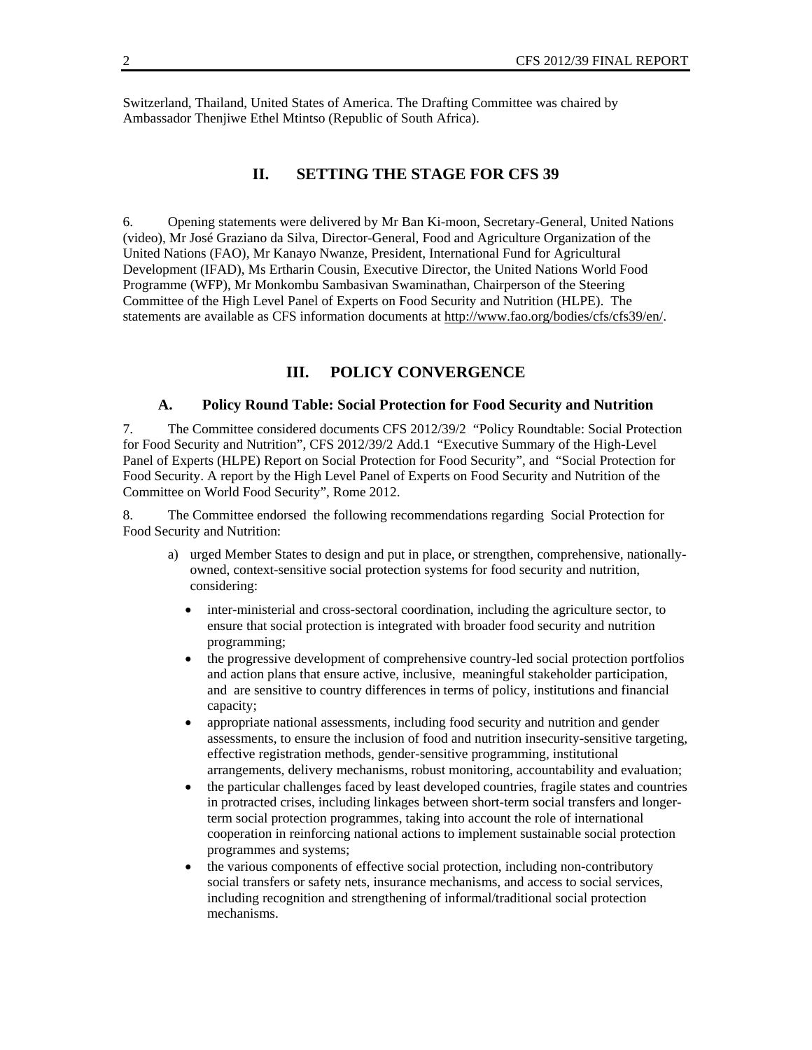Switzerland, Thailand, United States of America. The Drafting Committee was chaired by Ambassador Thenjiwe Ethel Mtintso (Republic of South Africa).

## II. SETTING THE STAGE FOR CFS 39

6. Opening statements were delivered by Mr Ban Ki-moon, Secretary-General, United Nations (video), Mr José Graziano da Silva, Director-General, Food and Agriculture Organization of the United Nations (FAO), Mr Kanayo Nwanze, President, International Fund for Agricultural Development (IFAD), Ms Ertharin Cousin, Executive Director, the United Nations World Food Programme (WFP), Mr Monkombu Sambasivan Swaminathan, Chairperson of the Steering Committee of the High Level Panel of Experts on Food Security and Nutrition (HLPE). The statements are available as CFS information documents at http://www.fao.org/bodies/cfs/cfs39/en/.

## III. POLICY CONVERGENCE

### A. Policy Round Table: Social Protection for Food Security and Nutrition

7. The Committee considered documents CFS 2012/39/2 "Policy Roundtable: Social Protection for Food Security and Nutrition", CFS 2012/39/2 Add.1 "Executive Summary of the High-Level Panel of Experts (HLPE) Report on Social Protection for Food Security", and "Social Protection for Food Security. A report by the High Level Panel of Experts on Food Security and Nutrition of the Committee on World Food Security", Rome 2012.

8. The Committee endorsed the following recommendations regarding Social Protection for Food Security and Nutrition:

a) urged Member States to design and put in place, or strengthen, comprehensive, nationally-owned, context-sensitive social protection systems for food security and nutrition, considering:

- inter-ministerial and cross-sectoral coordination, including the agriculture sector, to ensure that social protection is integrated with broader food security and nutrition programming;
- the progressive development of comprehensive country-led social protection portfolios and action plans that ensure active, inclusive, meaningful stakeholder participation, and are sensitive to country differences in terms of policy, institutions and financial capacity;
- appropriate national assessments, including food security and nutrition and gender assessments, to ensure the inclusion of food and nutrition insecurity-sensitive targeting, effective registration methods, gender-sensitive programming, institutional arrangements, delivery mechanisms, robust monitoring, accountability and evaluation;
- the particular challenges faced by least developed countries, fragile states and countries in protracted crises, including linkages between short-term social transfers and longer-term social protection programmes, taking into account the role of international cooperation in reinforcing national actions to implement sustainable social protection programmes and systems;
- the various components of effective social protection, including non-contributory social transfers or safety nets, insurance mechanisms, and access to social services, including recognition and strengthening of informal/traditional social protection mechanisms.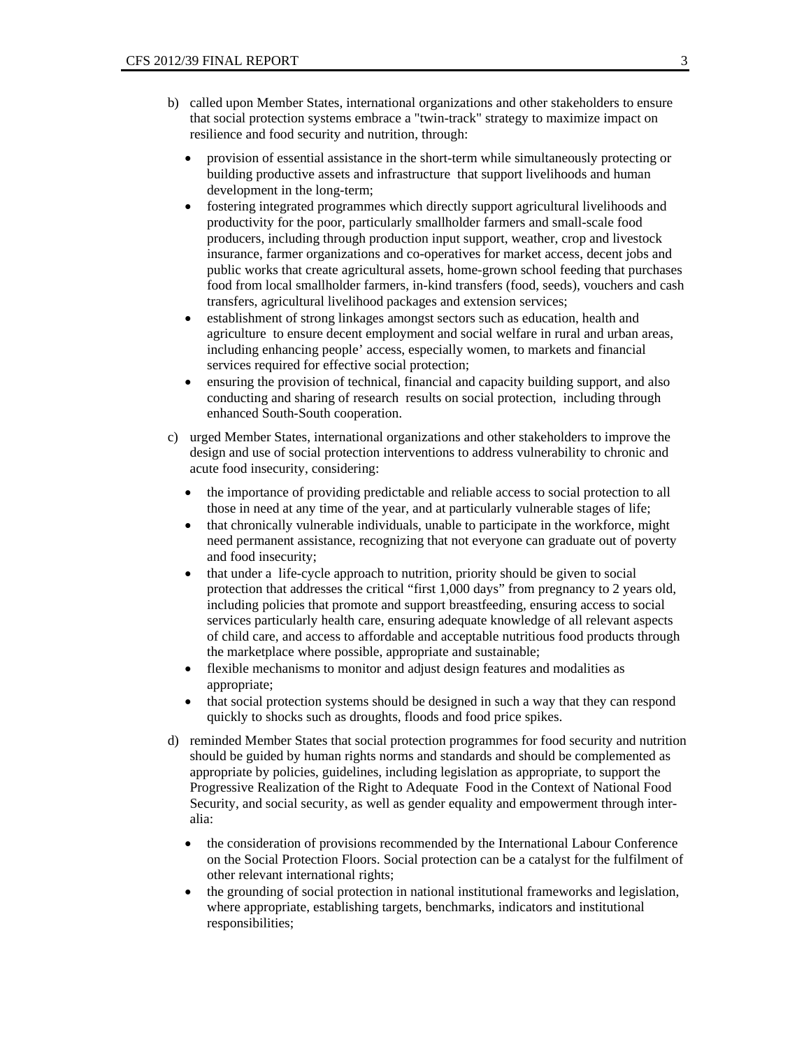b) called upon Member States, international organizations and other stakeholders to ensure that social protection systems embrace a "twin-track" strategy to maximize impact on resilience and food security and nutrition, through:

   - provision of essential assistance in the short-term while simultaneously protecting or building productive assets and infrastructure that support livelihoods and human development in the long-term;
   - fostering integrated programmes which directly support agricultural livelihoods and productivity for the poor, particularly smallholder farmers and small-scale food producers, including through production input support, weather, crop and livestock insurance, farmer organizations and co-operatives for market access, decent jobs and public works that create agricultural assets, home-grown school feeding that purchases food from local smallholder farmers, in-kind transfers (food, seeds), vouchers and cash transfers, agricultural livelihood packages and extension services;
   - establishment of strong linkages amongst sectors such as education, health and agriculture to ensure decent employment and social welfare in rural and urban areas, including enhancing people' access, especially women, to markets and financial services required for effective social protection;
   - ensuring the provision of technical, financial and capacity building support, and also conducting and sharing of research results on social protection, including through enhanced South-South cooperation.

c) urged Member States, international organizations and other stakeholders to improve the design and use of social protection interventions to address vulnerability to chronic and acute food insecurity, considering:

   - the importance of providing predictable and reliable access to social protection to all those in need at any time of the year, and at particularly vulnerable stages of life;
   - that chronically vulnerable individuals, unable to participate in the workforce, might need permanent assistance, recognizing that not everyone can graduate out of poverty and food insecurity;
   - that under a life-cycle approach to nutrition, priority should be given to social protection that addresses the critical "first 1,000 days" from pregnancy to 2 years old, including policies that promote and support breastfeeding, ensuring access to social services particularly health care, ensuring adequate knowledge of all relevant aspects of child care, and access to affordable and acceptable nutritious food products through the marketplace where possible, appropriate and sustainable;
   - flexible mechanisms to monitor and adjust design features and modalities as appropriate;
   - that social protection systems should be designed in such a way that they can respond quickly to shocks such as droughts, floods and food price spikes.

d) reminded Member States that social protection programmes for food security and nutrition should be guided by human rights norms and standards and should be complemented as appropriate by policies, guidelines, including legislation as appropriate, to support the Progressive Realization of the Right to Adequate Food in the Context of National Food Security, and social security, as well as gender equality and empowerment through inter-alia:

   - the consideration of provisions recommended by the International Labour Conference on the Social Protection Floors. Social protection can be a catalyst for the fulfilment of other relevant international rights;
   - the grounding of social protection in national institutional frameworks and legislation, where appropriate, establishing targets, benchmarks, indicators and institutional responsibilities;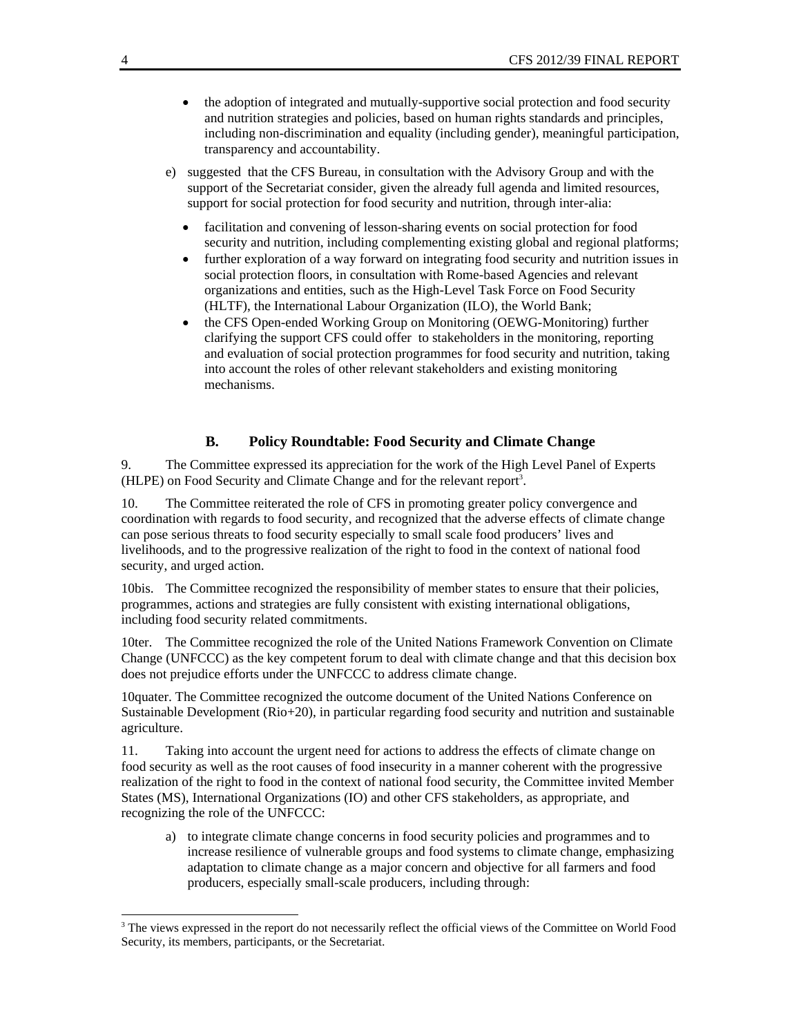- the adoption of integrated and mutually-supportive social protection and food security and nutrition strategies and policies, based on human rights standards and principles, including non-discrimination and equality (including gender), meaningful participation, transparency and accountability.

e) suggested that the CFS Bureau, in consultation with the Advisory Group and with the support of the Secretariat consider, given the already full agenda and limited resources, support for social protection for food security and nutrition, through inter-alia:

- facilitation and convening of lesson-sharing events on social protection for food security and nutrition, including complementing existing global and regional platforms;
- further exploration of a way forward on integrating food security and nutrition issues in social protection floors, in consultation with Rome-based Agencies and relevant organizations and entities, such as the High-Level Task Force on Food Security (HLTF), the International Labour Organization (ILO), the World Bank;
- the CFS Open-ended Working Group on Monitoring (OEWG-Monitoring) further clarifying the support CFS could offer to stakeholders in the monitoring, reporting and evaluation of social protection programmes for food security and nutrition, taking into account the roles of other relevant stakeholders and existing monitoring mechanisms.

## B. Policy Roundtable: Food Security and Climate Change

9. The Committee expressed its appreciation for the work of the High Level Panel of Experts (HLPE) on Food Security and Climate Change and for the relevant report[3].

10. The Committee reiterated the role of CFS in promoting greater policy convergence and coordination with regards to food security, and recognized that the adverse effects of climate change can pose serious threats to food security especially to small scale food producers' lives and livelihoods, and to the progressive realization of the right to food in the context of national food security, and urged action.

10bis. The Committee recognized the responsibility of member states to ensure that their policies, programmes, actions and strategies are fully consistent with existing international obligations, including food security related commitments.

10ter. The Committee recognized the role of the United Nations Framework Convention on Climate Change (UNFCCC) as the key competent forum to deal with climate change and that this decision box does not prejudice efforts under the UNFCCC to address climate change.

10quater. The Committee recognized the outcome document of the United Nations Conference on Sustainable Development (Rio+20), in particular regarding food security and nutrition and sustainable agriculture.

11. Taking into account the urgent need for actions to address the effects of climate change on food security as well as the root causes of food insecurity in a manner coherent with the progressive realization of the right to food in the context of national food security, the Committee invited Member States (MS), International Organizations (IO) and other CFS stakeholders, as appropriate, and recognizing the role of the UNFCCC:

a) to integrate climate change concerns in food security policies and programmes and to increase resilience of vulnerable groups and food systems to climate change, emphasizing adaptation to climate change as a major concern and objective for all farmers and food producers, especially small-scale producers, including through:

[3] The views expressed in the report do not necessarily reflect the official views of the Committee on World Food Security, its members, participants, or the Secretariat.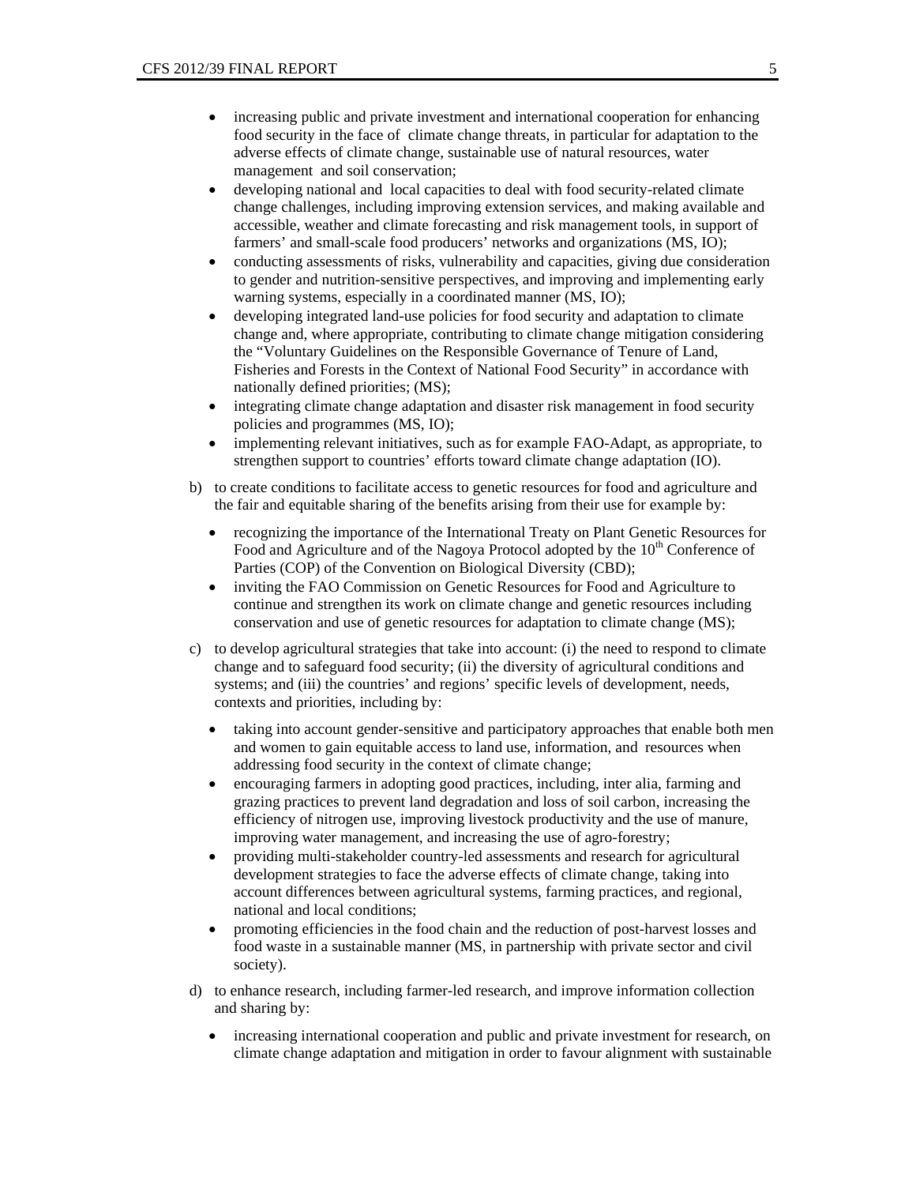- increasing public and private investment and international cooperation for enhancing food security in the face of climate change threats, in particular for adaptation to the adverse effects of climate change, sustainable use of natural resources, water management and soil conservation;
- developing national and local capacities to deal with food security-related climate change challenges, including improving extension services, and making available and accessible, weather and climate forecasting and risk management tools, in support of farmers' and small-scale food producers' networks and organizations (MS, IO);
- conducting assessments of risks, vulnerability and capacities, giving due consideration to gender and nutrition-sensitive perspectives, and improving and implementing early warning systems, especially in a coordinated manner (MS, IO);
- developing integrated land-use policies for food security and adaptation to climate change and, where appropriate, contributing to climate change mitigation considering the "Voluntary Guidelines on the Responsible Governance of Tenure of Land, Fisheries and Forests in the Context of National Food Security" in accordance with nationally defined priorities; (MS);
- integrating climate change adaptation and disaster risk management in food security policies and programmes (MS, IO);
- implementing relevant initiatives, such as for example FAO-Adapt, as appropriate, to strengthen support to countries' efforts toward climate change adaptation (IO).

b) to create conditions to facilitate access to genetic resources for food and agriculture and the fair and equitable sharing of the benefits arising from their use for example by:

- recognizing the importance of the International Treaty on Plant Genetic Resources for Food and Agriculture and of the Nagoya Protocol adopted by the 10th Conference of Parties (COP) of the Convention on Biological Diversity (CBD);
- inviting the FAO Commission on Genetic Resources for Food and Agriculture to continue and strengthen its work on climate change and genetic resources including conservation and use of genetic resources for adaptation to climate change (MS);

c) to develop agricultural strategies that take into account: (i) the need to respond to climate change and to safeguard food security; (ii) the diversity of agricultural conditions and systems; and (iii) the countries' and regions' specific levels of development, needs, contexts and priorities, including by:

- taking into account gender-sensitive and participatory approaches that enable both men and women to gain equitable access to land use, information, and resources when addressing food security in the context of climate change;
- encouraging farmers in adopting good practices, including, inter alia, farming and grazing practices to prevent land degradation and loss of soil carbon, increasing the efficiency of nitrogen use, improving livestock productivity and the use of manure, improving water management, and increasing the use of agro-forestry;
- providing multi-stakeholder country-led assessments and research for agricultural development strategies to face the adverse effects of climate change, taking into account differences between agricultural systems, farming practices, and regional, national and local conditions;
- promoting efficiencies in the food chain and the reduction of post-harvest losses and food waste in a sustainable manner (MS, in partnership with private sector and civil society).

d) to enhance research, including farmer-led research, and improve information collection and sharing by:

- increasing international cooperation and public and private investment for research, on climate change adaptation and mitigation in order to favour alignment with sustainable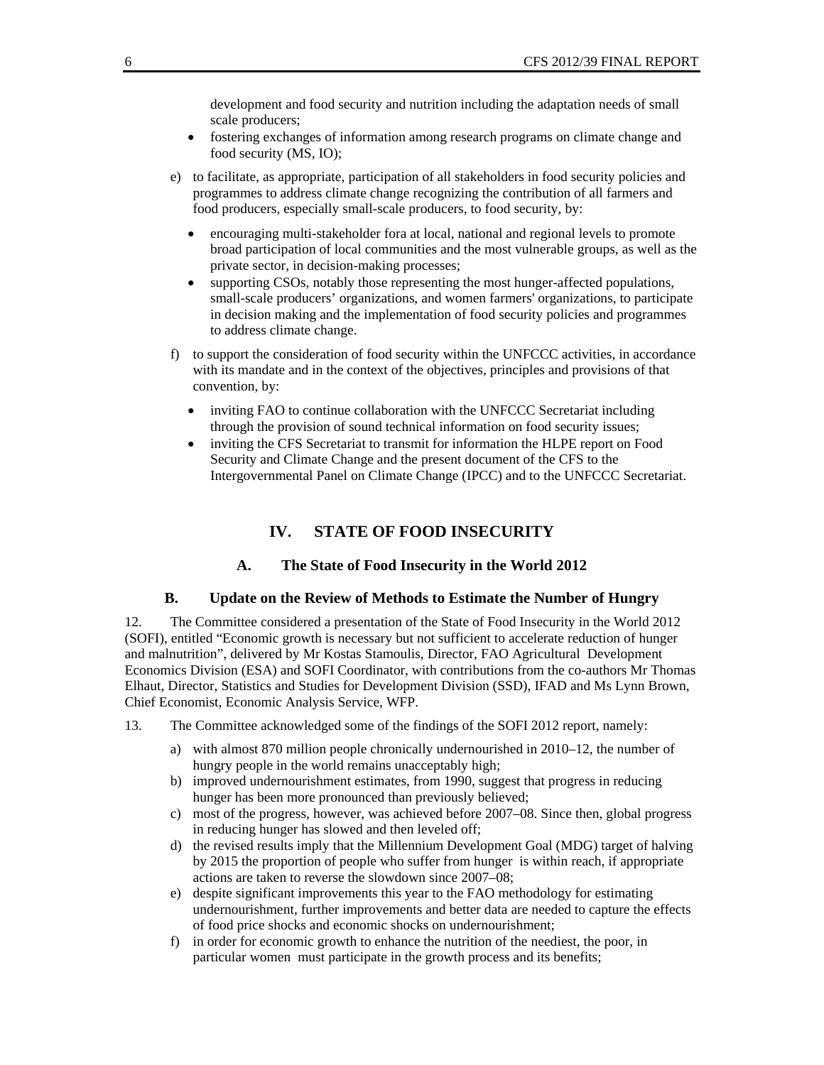development and food security and nutrition including the adaptation needs of small scale producers;

- fostering exchanges of information among research programs on climate change and food security (MS, IO);

e) to facilitate, as appropriate, participation of all stakeholders in food security policies and programmes to address climate change recognizing the contribution of all farmers and food producers, especially small-scale producers, to food security, by:

- encouraging multi-stakeholder fora at local, national and regional levels to promote broad participation of local communities and the most vulnerable groups, as well as the private sector, in decision-making processes;
- supporting CSOs, notably those representing the most hunger-affected populations, small-scale producers' organizations, and women farmers' organizations, to participate in decision making and the implementation of food security policies and programmes to address climate change.

f) to support the consideration of food security within the UNFCCC activities, in accordance with its mandate and in the context of the objectives, principles and provisions of that convention, by:

- inviting FAO to continue collaboration with the UNFCCC Secretariat including through the provision of sound technical information on food security issues;
- inviting the CFS Secretariat to transmit for information the HLPE report on Food Security and Climate Change and the present document of the CFS to the Intergovernmental Panel on Climate Change (IPCC) and to the UNFCCC Secretariat.

# IV. STATE OF FOOD INSECURITY

## A. The State of Food Insecurity in the World 2012

## B. Update on the Review of Methods to Estimate the Number of Hungry

12. The Committee considered a presentation of the State of Food Insecurity in the World 2012 (SOFI), entitled "Economic growth is necessary but not sufficient to accelerate reduction of hunger and malnutrition", delivered by Mr Kostas Stamoulis, Director, FAO Agricultural Development Economics Division (ESA) and SOFI Coordinator, with contributions from the co-authors Mr Thomas Elhaut, Director, Statistics and Studies for Development Division (SSD), IFAD and Ms Lynn Brown, Chief Economist, Economic Analysis Service, WFP.

13. The Committee acknowledged some of the findings of the SOFI 2012 report, namely:

a) with almost 870 million people chronically undernourished in 2010–12, the number of hungry people in the world remains unacceptably high;
b) improved undernourishment estimates, from 1990, suggest that progress in reducing hunger has been more pronounced than previously believed;
c) most of the progress, however, was achieved before 2007–08. Since then, global progress in reducing hunger has slowed and then leveled off;
d) the revised results imply that the Millennium Development Goal (MDG) target of halving by 2015 the proportion of people who suffer from hunger is within reach, if appropriate actions are taken to reverse the slowdown since 2007–08;
e) despite significant improvements this year to the FAO methodology for estimating undernourishment, further improvements and better data are needed to capture the effects of food price shocks and economic shocks on undernourishment;
f) in order for economic growth to enhance the nutrition of the neediest, the poor, in particular women must participate in the growth process and its benefits;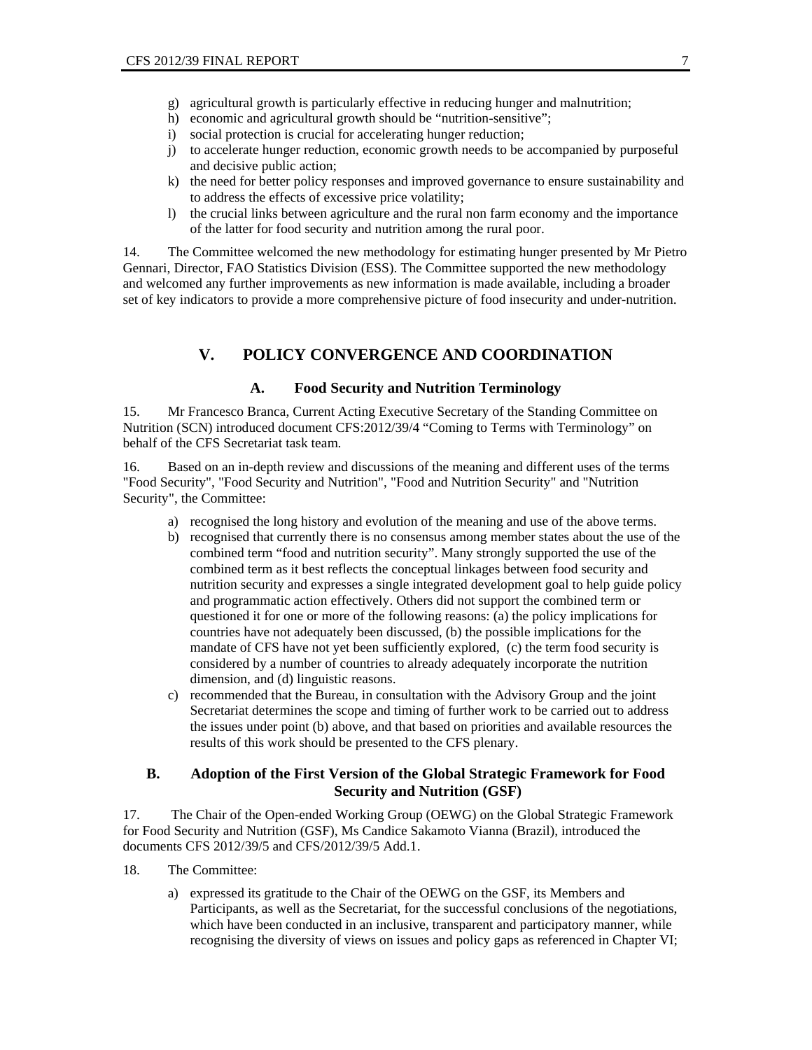g) agricultural growth is particularly effective in reducing hunger and malnutrition;
h) economic and agricultural growth should be "nutrition-sensitive";
i) social protection is crucial for accelerating hunger reduction;
j) to accelerate hunger reduction, economic growth needs to be accompanied by purposeful and decisive public action;
k) the need for better policy responses and improved governance to ensure sustainability and to address the effects of excessive price volatility;
l) the crucial links between agriculture and the rural non farm economy and the importance of the latter for food security and nutrition among the rural poor.

14. The Committee welcomed the new methodology for estimating hunger presented by Mr Pietro Gennari, Director, FAO Statistics Division (ESS). The Committee supported the new methodology and welcomed any further improvements as new information is made available, including a broader set of key indicators to provide a more comprehensive picture of food insecurity and under-nutrition.

## V. POLICY CONVERGENCE AND COORDINATION

### A. Food Security and Nutrition Terminology

15. Mr Francesco Branca, Current Acting Executive Secretary of the Standing Committee on Nutrition (SCN) introduced document CFS:2012/39/4 "Coming to Terms with Terminology" on behalf of the CFS Secretariat task team.

16. Based on an in-depth review and discussions of the meaning and different uses of the terms "Food Security", "Food Security and Nutrition", "Food and Nutrition Security" and "Nutrition Security", the Committee:

a) recognised the long history and evolution of the meaning and use of the above terms.
b) recognised that currently there is no consensus among member states about the use of the combined term "food and nutrition security". Many strongly supported the use of the combined term as it best reflects the conceptual linkages between food security and nutrition security and expresses a single integrated development goal to help guide policy and programmatic action effectively. Others did not support the combined term or questioned it for one or more of the following reasons: (a) the policy implications for countries have not adequately been discussed, (b) the possible implications for the mandate of CFS have not yet been sufficiently explored, (c) the term food security is considered by a number of countries to already adequately incorporate the nutrition dimension, and (d) linguistic reasons.
c) recommended that the Bureau, in consultation with the Advisory Group and the joint Secretariat determines the scope and timing of further work to be carried out to address the issues under point (b) above, and that based on priorities and available resources the results of this work should be presented to the CFS plenary.

### B. Adoption of the First Version of the Global Strategic Framework for Food Security and Nutrition (GSF)

17. The Chair of the Open-ended Working Group (OEWG) on the Global Strategic Framework for Food Security and Nutrition (GSF), Ms Candice Sakamoto Vianna (Brazil), introduced the documents CFS 2012/39/5 and CFS/2012/39/5 Add.1.

18. The Committee:

a) expressed its gratitude to the Chair of the OEWG on the GSF, its Members and Participants, as well as the Secretariat, for the successful conclusions of the negotiations, which have been conducted in an inclusive, transparent and participatory manner, while recognising the diversity of views on issues and policy gaps as referenced in Chapter VI;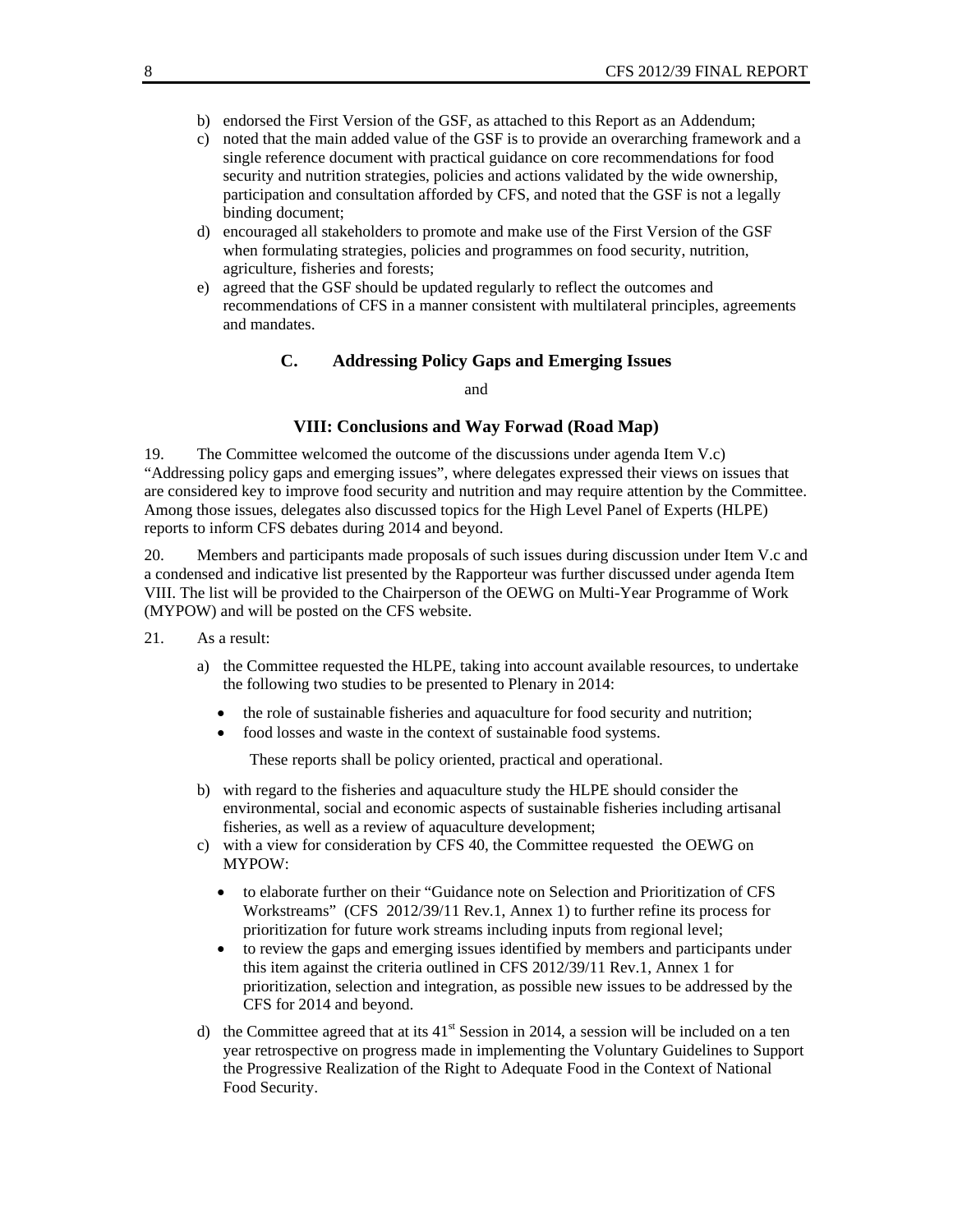b) endorsed the First Version of the GSF, as attached to this Report as an Addendum;
c) noted that the main added value of the GSF is to provide an overarching framework and a single reference document with practical guidance on core recommendations for food security and nutrition strategies, policies and actions validated by the wide ownership, participation and consultation afforded by CFS, and noted that the GSF is not a legally binding document;
d) encouraged all stakeholders to promote and make use of the First Version of the GSF when formulating strategies, policies and programmes on food security, nutrition, agriculture, fisheries and forests;
e) agreed that the GSF should be updated regularly to reflect the outcomes and recommendations of CFS in a manner consistent with multilateral principles, agreements and mandates.

### C. Addressing Policy Gaps and Emerging Issues

and

### VIII: Conclusions and Way Forwad (Road Map)

19. The Committee welcomed the outcome of the discussions under agenda Item V.c) "Addressing policy gaps and emerging issues", where delegates expressed their views on issues that are considered key to improve food security and nutrition and may require attention by the Committee. Among those issues, delegates also discussed topics for the High Level Panel of Experts (HLPE) reports to inform CFS debates during 2014 and beyond.

20. Members and participants made proposals of such issues during discussion under Item V.c and a condensed and indicative list presented by the Rapporteur was further discussed under agenda Item VIII. The list will be provided to the Chairperson of the OEWG on Multi-Year Programme of Work (MYPOW) and will be posted on the CFS website.

21. As a result:

a) the Committee requested the HLPE, taking into account available resources, to undertake the following two studies to be presented to Plenary in 2014:
   - the role of sustainable fisheries and aquaculture for food security and nutrition;
   - food losses and waste in the context of sustainable food systems.

   These reports shall be policy oriented, practical and operational.

b) with regard to the fisheries and aquaculture study the HLPE should consider the environmental, social and economic aspects of sustainable fisheries including artisanal fisheries, as well as a review of aquaculture development;
c) with a view for consideration by CFS 40, the Committee requested the OEWG on MYPOW:
   - to elaborate further on their "Guidance note on Selection and Prioritization of CFS Workstreams" (CFS 2012/39/11 Rev.1, Annex 1) to further refine its process for prioritization for future work streams including inputs from regional level;
   - to review the gaps and emerging issues identified by members and participants under this item against the criteria outlined in CFS 2012/39/11 Rev.1, Annex 1 for prioritization, selection and integration, as possible new issues to be addressed by the CFS for 2014 and beyond.
d) the Committee agreed that at its 41st Session in 2014, a session will be included on a ten year retrospective on progress made in implementing the Voluntary Guidelines to Support the Progressive Realization of the Right to Adequate Food in the Context of National Food Security.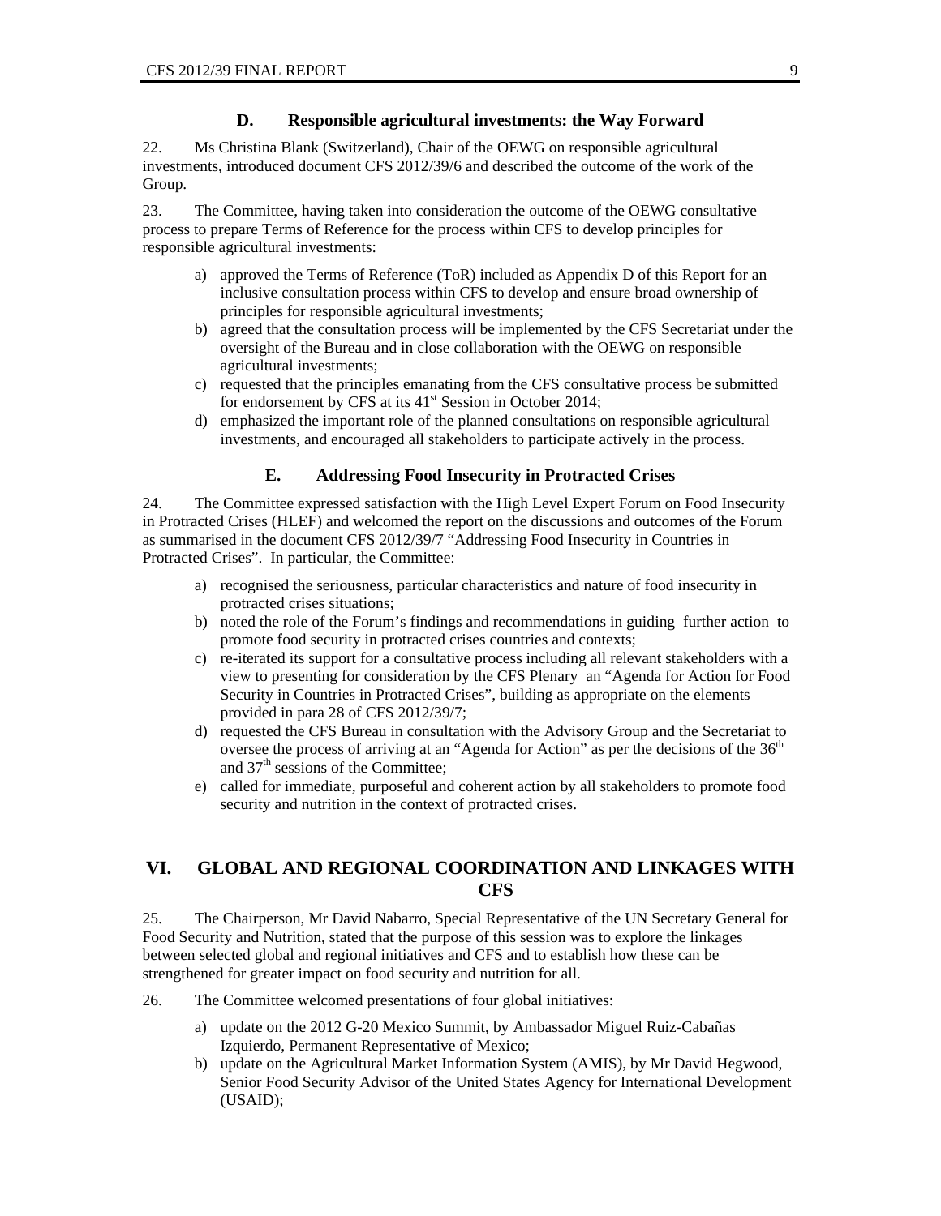### D. Responsible agricultural investments: the Way Forward

22. Ms Christina Blank (Switzerland), Chair of the OEWG on responsible agricultural investments, introduced document CFS 2012/39/6 and described the outcome of the work of the Group.

23. The Committee, having taken into consideration the outcome of the OEWG consultative process to prepare Terms of Reference for the process within CFS to develop principles for responsible agricultural investments:

a) approved the Terms of Reference (ToR) included as Appendix D of this Report for an inclusive consultation process within CFS to develop and ensure broad ownership of principles for responsible agricultural investments;
b) agreed that the consultation process will be implemented by the CFS Secretariat under the oversight of the Bureau and in close collaboration with the OEWG on responsible agricultural investments;
c) requested that the principles emanating from the CFS consultative process be submitted for endorsement by CFS at its 41st Session in October 2014;
d) emphasized the important role of the planned consultations on responsible agricultural investments, and encouraged all stakeholders to participate actively in the process.

### E. Addressing Food Insecurity in Protracted Crises

24. The Committee expressed satisfaction with the High Level Expert Forum on Food Insecurity in Protracted Crises (HLEF) and welcomed the report on the discussions and outcomes of the Forum as summarised in the document CFS 2012/39/7 "Addressing Food Insecurity in Countries in Protracted Crises". In particular, the Committee:

a) recognised the seriousness, particular characteristics and nature of food insecurity in protracted crises situations;
b) noted the role of the Forum's findings and recommendations in guiding further action to promote food security in protracted crises countries and contexts;
c) re-iterated its support for a consultative process including all relevant stakeholders with a view to presenting for consideration by the CFS Plenary an "Agenda for Action for Food Security in Countries in Protracted Crises", building as appropriate on the elements provided in para 28 of CFS 2012/39/7;
d) requested the CFS Bureau in consultation with the Advisory Group and the Secretariat to oversee the process of arriving at an "Agenda for Action" as per the decisions of the 36th and 37th sessions of the Committee;
e) called for immediate, purposeful and coherent action by all stakeholders to promote food security and nutrition in the context of protracted crises.

## VI. GLOBAL AND REGIONAL COORDINATION AND LINKAGES WITH CFS

25. The Chairperson, Mr David Nabarro, Special Representative of the UN Secretary General for Food Security and Nutrition, stated that the purpose of this session was to explore the linkages between selected global and regional initiatives and CFS and to establish how these can be strengthened for greater impact on food security and nutrition for all.

26. The Committee welcomed presentations of four global initiatives:

a) update on the 2012 G-20 Mexico Summit, by Ambassador Miguel Ruiz-Cabañas Izquierdo, Permanent Representative of Mexico;
b) update on the Agricultural Market Information System (AMIS), by Mr David Hegwood, Senior Food Security Advisor of the United States Agency for International Development (USAID);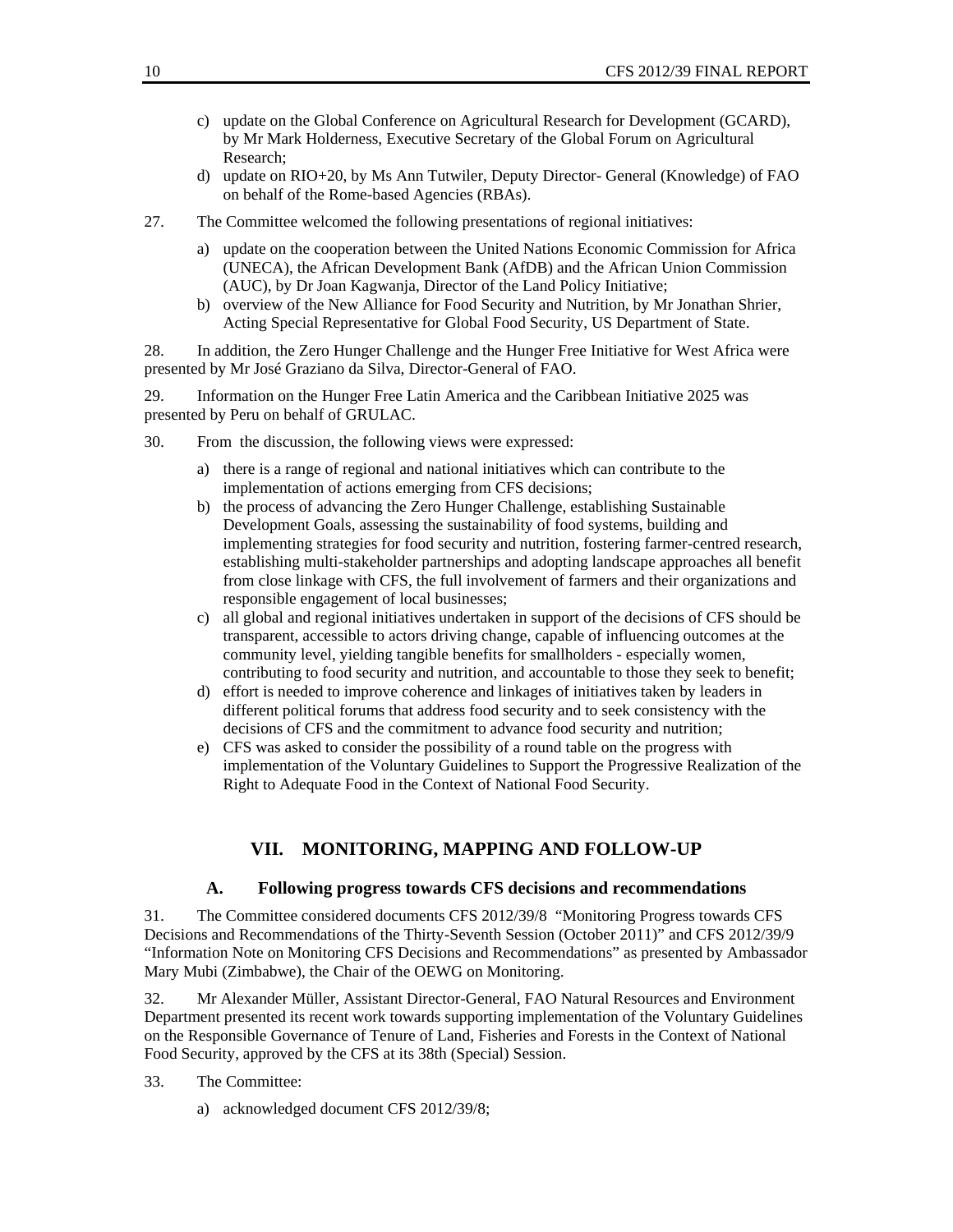c) update on the Global Conference on Agricultural Research for Development (GCARD), by Mr Mark Holderness, Executive Secretary of the Global Forum on Agricultural Research;
d) update on RIO+20, by Ms Ann Tutwiler, Deputy Director- General (Knowledge) of FAO on behalf of the Rome-based Agencies (RBAs).

27. The Committee welcomed the following presentations of regional initiatives:

a) update on the cooperation between the United Nations Economic Commission for Africa (UNECA), the African Development Bank (AfDB) and the African Union Commission (AUC), by Dr Joan Kagwanja, Director of the Land Policy Initiative;
b) overview of the New Alliance for Food Security and Nutrition, by Mr Jonathan Shrier, Acting Special Representative for Global Food Security, US Department of State.

28. In addition, the Zero Hunger Challenge and the Hunger Free Initiative for West Africa were presented by Mr José Graziano da Silva, Director-General of FAO.

29. Information on the Hunger Free Latin America and the Caribbean Initiative 2025 was presented by Peru on behalf of GRULAC.

30. From the discussion, the following views were expressed:

a) there is a range of regional and national initiatives which can contribute to the implementation of actions emerging from CFS decisions;
b) the process of advancing the Zero Hunger Challenge, establishing Sustainable Development Goals, assessing the sustainability of food systems, building and implementing strategies for food security and nutrition, fostering farmer-centred research, establishing multi-stakeholder partnerships and adopting landscape approaches all benefit from close linkage with CFS, the full involvement of farmers and their organizations and responsible engagement of local businesses;
c) all global and regional initiatives undertaken in support of the decisions of CFS should be transparent, accessible to actors driving change, capable of influencing outcomes at the community level, yielding tangible benefits for smallholders - especially women, contributing to food security and nutrition, and accountable to those they seek to benefit;
d) effort is needed to improve coherence and linkages of initiatives taken by leaders in different political forums that address food security and to seek consistency with the decisions of CFS and the commitment to advance food security and nutrition;
e) CFS was asked to consider the possibility of a round table on the progress with implementation of the Voluntary Guidelines to Support the Progressive Realization of the Right to Adequate Food in the Context of National Food Security.

## VII. MONITORING, MAPPING AND FOLLOW-UP

### A. Following progress towards CFS decisions and recommendations

31. The Committee considered documents CFS 2012/39/8 "Monitoring Progress towards CFS Decisions and Recommendations of the Thirty-Seventh Session (October 2011)" and CFS 2012/39/9 "Information Note on Monitoring CFS Decisions and Recommendations" as presented by Ambassador Mary Mubi (Zimbabwe), the Chair of the OEWG on Monitoring.

32. Mr Alexander Müller, Assistant Director-General, FAO Natural Resources and Environment Department presented its recent work towards supporting implementation of the Voluntary Guidelines on the Responsible Governance of Tenure of Land, Fisheries and Forests in the Context of National Food Security, approved by the CFS at its 38th (Special) Session.

33. The Committee:

a) acknowledged document CFS 2012/39/8;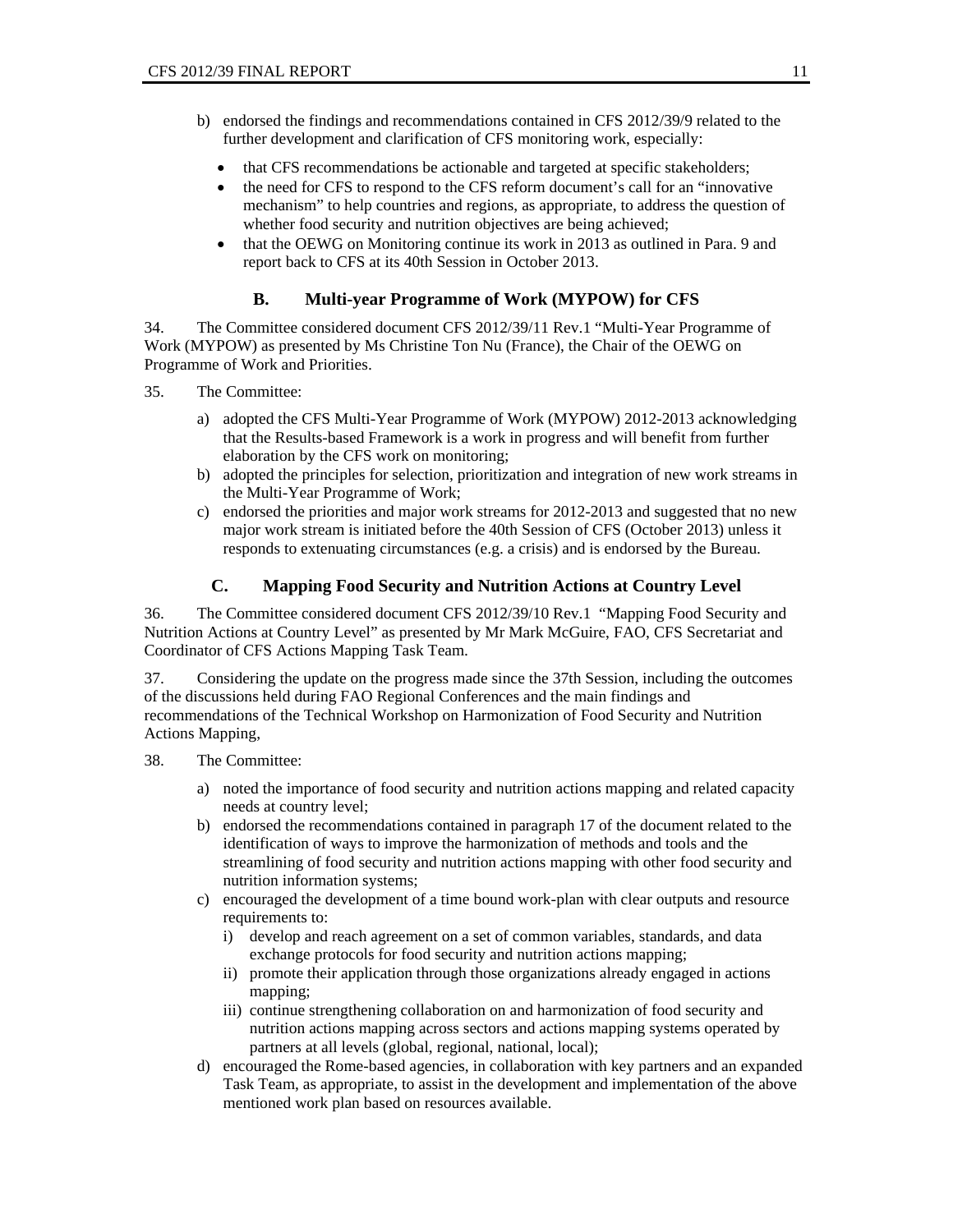b) endorsed the findings and recommendations contained in CFS 2012/39/9 related to the further development and clarification of CFS monitoring work, especially:

   - that CFS recommendations be actionable and targeted at specific stakeholders;
   - the need for CFS to respond to the CFS reform document's call for an "innovative mechanism" to help countries and regions, as appropriate, to address the question of whether food security and nutrition objectives are being achieved;
   - that the OEWG on Monitoring continue its work in 2013 as outlined in Para. 9 and report back to CFS at its 40th Session in October 2013.

## B. Multi-year Programme of Work (MYPOW) for CFS

34. The Committee considered document CFS 2012/39/11 Rev.1 "Multi-Year Programme of Work (MYPOW) as presented by Ms Christine Ton Nu (France), the Chair of the OEWG on Programme of Work and Priorities.

35. The Committee:

a) adopted the CFS Multi-Year Programme of Work (MYPOW) 2012-2013 acknowledging that the Results-based Framework is a work in progress and will benefit from further elaboration by the CFS work on monitoring;

b) adopted the principles for selection, prioritization and integration of new work streams in the Multi-Year Programme of Work;

c) endorsed the priorities and major work streams for 2012-2013 and suggested that no new major work stream is initiated before the 40th Session of CFS (October 2013) unless it responds to extenuating circumstances (e.g. a crisis) and is endorsed by the Bureau.

## C. Mapping Food Security and Nutrition Actions at Country Level

36. The Committee considered document CFS 2012/39/10 Rev.1 "Mapping Food Security and Nutrition Actions at Country Level" as presented by Mr Mark McGuire, FAO, CFS Secretariat and Coordinator of CFS Actions Mapping Task Team.

37. Considering the update on the progress made since the 37th Session, including the outcomes of the discussions held during FAO Regional Conferences and the main findings and recommendations of the Technical Workshop on Harmonization of Food Security and Nutrition Actions Mapping,

38. The Committee:

a) noted the importance of food security and nutrition actions mapping and related capacity needs at country level;

b) endorsed the recommendations contained in paragraph 17 of the document related to the identification of ways to improve the harmonization of methods and tools and the streamlining of food security and nutrition actions mapping with other food security and nutrition information systems;

c) encouraged the development of a time bound work-plan with clear outputs and resource requirements to:

   i) develop and reach agreement on a set of common variables, standards, and data exchange protocols for food security and nutrition actions mapping;

   ii) promote their application through those organizations already engaged in actions mapping;

   iii) continue strengthening collaboration on and harmonization of food security and nutrition actions mapping across sectors and actions mapping systems operated by partners at all levels (global, regional, national, local);

d) encouraged the Rome-based agencies, in collaboration with key partners and an expanded Task Team, as appropriate, to assist in the development and implementation of the above mentioned work plan based on resources available.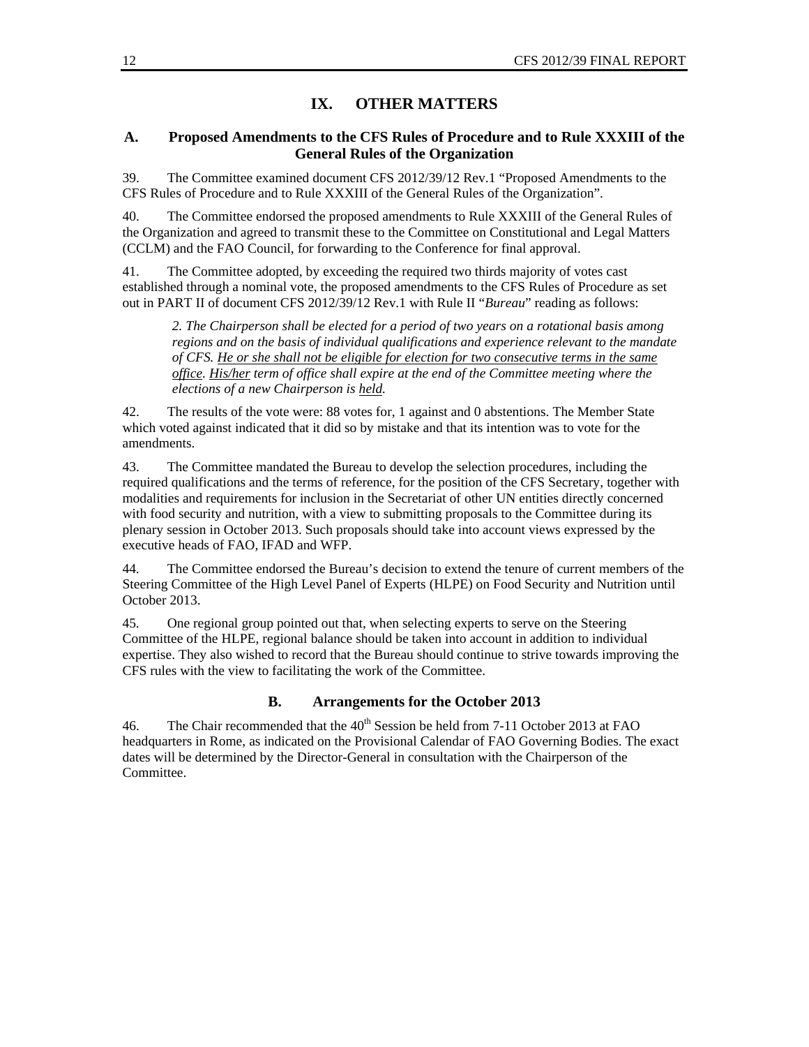# IX. OTHER MATTERS

## A. Proposed Amendments to the CFS Rules of Procedure and to Rule XXXIII of the General Rules of the Organization

39. The Committee examined document CFS 2012/39/12 Rev.1 "Proposed Amendments to the CFS Rules of Procedure and to Rule XXXIII of the General Rules of the Organization".

40. The Committee endorsed the proposed amendments to Rule XXXIII of the General Rules of the Organization and agreed to transmit these to the Committee on Constitutional and Legal Matters (CCLM) and the FAO Council, for forwarding to the Conference for final approval.

41. The Committee adopted, by exceeding the required two thirds majority of votes cast established through a nominal vote, the proposed amendments to the CFS Rules of Procedure as set out in PART II of document CFS 2012/39/12 Rev.1 with Rule II "*Bureau*" reading as follows:

> *2. The Chairperson shall be elected for a period of two years on a rotational basis among regions and on the basis of individual qualifications and experience relevant to the mandate of CFS. <u>He or she shall not be eligible for election for two consecutive terms in the same office</u>. <u>His/her</u> term of office shall expire at the end of the Committee meeting where the elections of a new Chairperson is <u>held</u>.*

42. The results of the vote were: 88 votes for, 1 against and 0 abstentions. The Member State which voted against indicated that it did so by mistake and that its intention was to vote for the amendments.

43. The Committee mandated the Bureau to develop the selection procedures, including the required qualifications and the terms of reference, for the position of the CFS Secretary, together with modalities and requirements for inclusion in the Secretariat of other UN entities directly concerned with food security and nutrition, with a view to submitting proposals to the Committee during its plenary session in October 2013. Such proposals should take into account views expressed by the executive heads of FAO, IFAD and WFP.

44. The Committee endorsed the Bureau's decision to extend the tenure of current members of the Steering Committee of the High Level Panel of Experts (HLPE) on Food Security and Nutrition until October 2013.

45. One regional group pointed out that, when selecting experts to serve on the Steering Committee of the HLPE, regional balance should be taken into account in addition to individual expertise. They also wished to record that the Bureau should continue to strive towards improving the CFS rules with the view to facilitating the work of the Committee.

## B. Arrangements for the October 2013

46. The Chair recommended that the 40th Session be held from 7-11 October 2013 at FAO headquarters in Rome, as indicated on the Provisional Calendar of FAO Governing Bodies. The exact dates will be determined by the Director-General in consultation with the Chairperson of the Committee.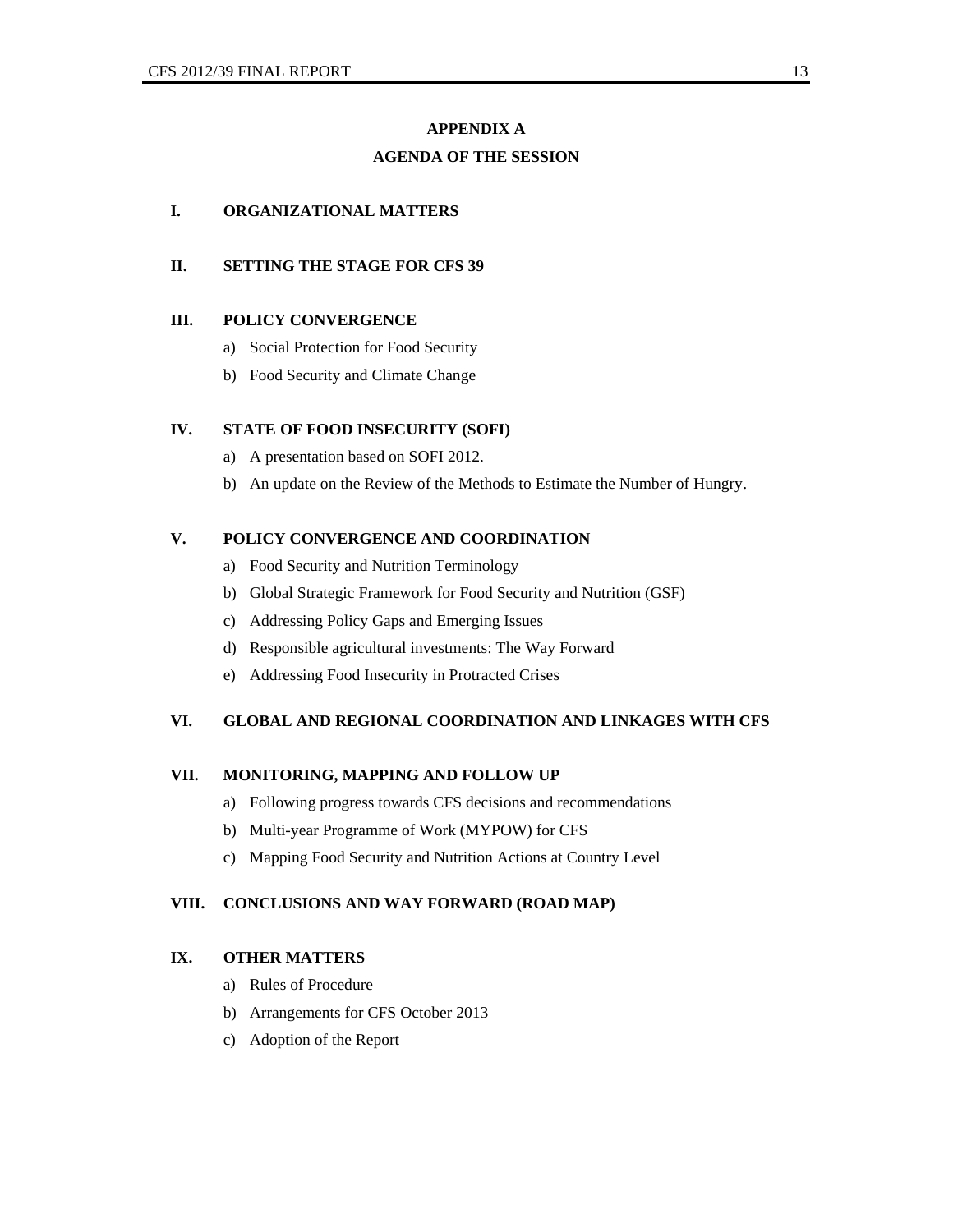# APPENDIX A

## AGENDA OF THE SESSION

**I. ORGANIZATIONAL MATTERS**

**II. SETTING THE STAGE FOR CFS 39**

**III. POLICY CONVERGENCE**

a) Social Protection for Food Security

b) Food Security and Climate Change

**IV. STATE OF FOOD INSECURITY (SOFI)**

a) A presentation based on SOFI 2012.

b) An update on the Review of the Methods to Estimate the Number of Hungry.

**V. POLICY CONVERGENCE AND COORDINATION**

a) Food Security and Nutrition Terminology

b) Global Strategic Framework for Food Security and Nutrition (GSF)

c) Addressing Policy Gaps and Emerging Issues

d) Responsible agricultural investments: The Way Forward

e) Addressing Food Insecurity in Protracted Crises

**VI. GLOBAL AND REGIONAL COORDINATION AND LINKAGES WITH CFS**

**VII. MONITORING, MAPPING AND FOLLOW UP**

a) Following progress towards CFS decisions and recommendations

b) Multi-year Programme of Work (MYPOW) for CFS

c) Mapping Food Security and Nutrition Actions at Country Level

**VIII. CONCLUSIONS AND WAY FORWARD (ROAD MAP)**

**IX. OTHER MATTERS**

a) Rules of Procedure

b) Arrangements for CFS October 2013

c) Adoption of the Report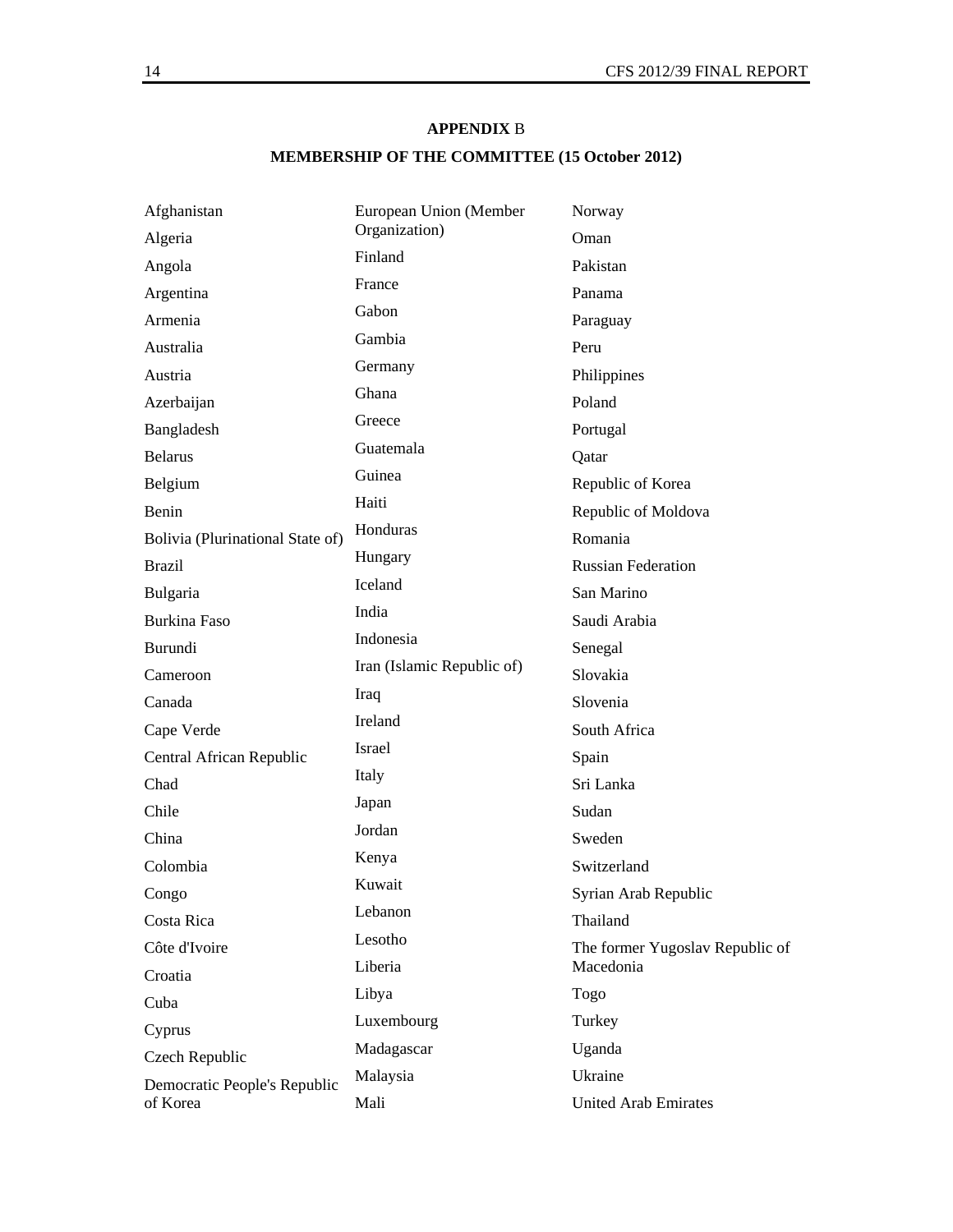**APPENDIX** B

**MEMBERSHIP OF THE COMMITTEE (15 October 2012)**

Afghanistan
Algeria
Angola
Argentina
Armenia
Australia
Austria
Azerbaijan
Bangladesh
Belarus
Belgium
Benin
Bolivia (Plurinational State of)
Brazil
Bulgaria
Burkina Faso
Burundi
Cameroon
Canada
Cape Verde
Central African Republic
Chad
Chile
China
Colombia
Congo
Costa Rica
Côte d'Ivoire
Croatia
Cuba
Cyprus
Czech Republic
Democratic People's Republic of Korea
European Union (Member Organization)
Finland
France
Gabon
Gambia
Germany
Ghana
Greece
Guatemala
Guinea
Haiti
Honduras
Hungary
Iceland
India
Indonesia
Iran (Islamic Republic of)
Iraq
Ireland
Israel
Italy
Japan
Jordan
Kenya
Kuwait
Lebanon
Lesotho
Liberia
Libya
Luxembourg
Madagascar
Malaysia
Mali
Norway
Oman
Pakistan
Panama
Paraguay
Peru
Philippines
Poland
Portugal
Qatar
Republic of Korea
Republic of Moldova
Romania
Russian Federation
San Marino
Saudi Arabia
Senegal
Slovakia
Slovenia
South Africa
Spain
Sri Lanka
Sudan
Sweden
Switzerland
Syrian Arab Republic
Thailand
The former Yugoslav Republic of Macedonia
Togo
Turkey
Uganda
Ukraine
United Arab Emirates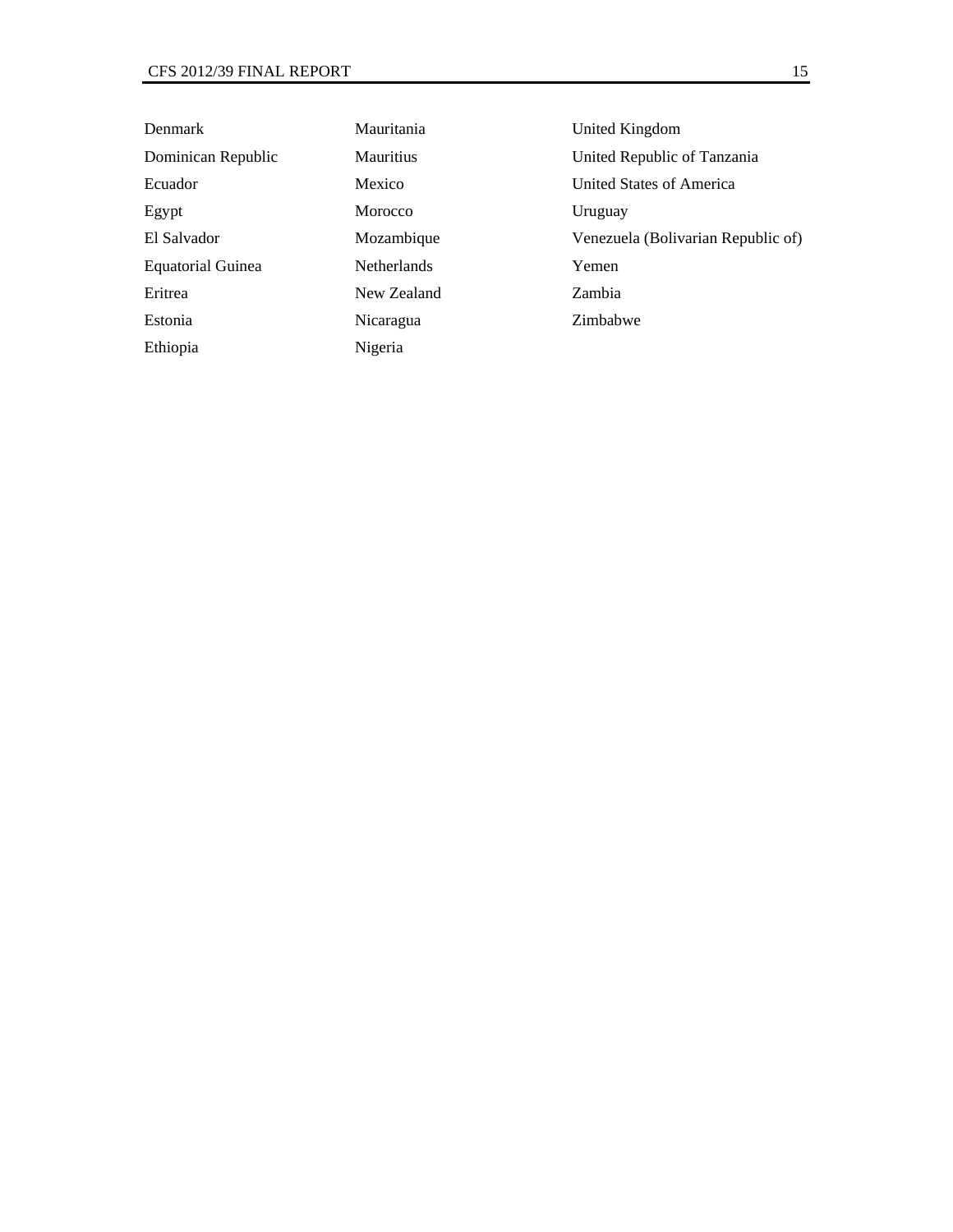Denmark
Dominican Republic
Ecuador
Egypt
El Salvador
Equatorial Guinea
Eritrea
Estonia
Ethiopia
Mauritania
Mauritius
Mexico
Morocco
Mozambique
Netherlands
New Zealand
Nicaragua
Nigeria
United Kingdom
United Republic of Tanzania
United States of America
Uruguay
Venezuela (Bolivarian Republic of)
Yemen
Zambia
Zimbabwe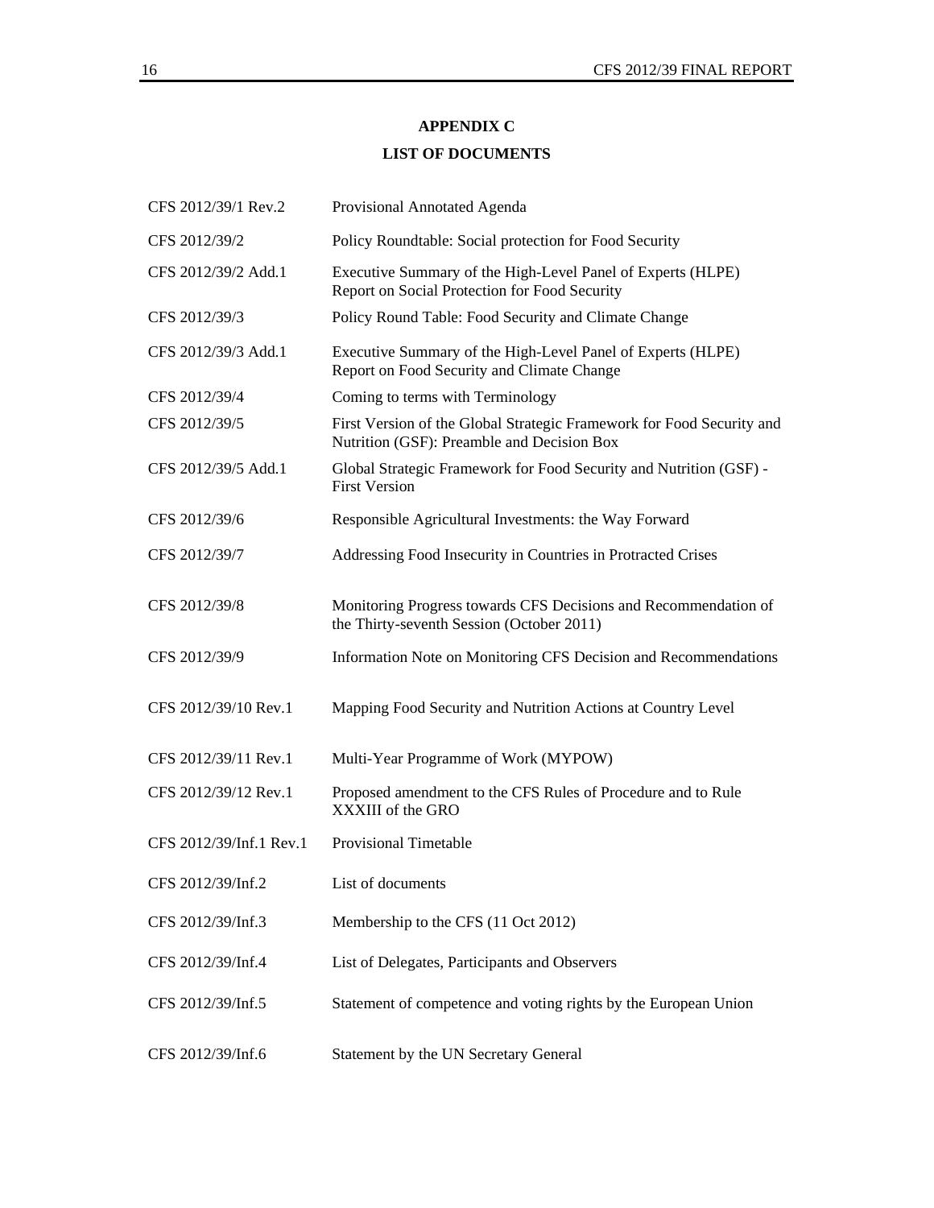## APPENDIX C

## LIST OF DOCUMENTS

| | |
|---|---|
| CFS 2012/39/1 Rev.2 | Provisional Annotated Agenda |
| CFS 2012/39/2 | Policy Roundtable: Social protection for Food Security |
| CFS 2012/39/2 Add.1 | Executive Summary of the High-Level Panel of Experts (HLPE) Report on Social Protection for Food Security |
| CFS 2012/39/3 | Policy Round Table: Food Security and Climate Change |
| CFS 2012/39/3 Add.1 | Executive Summary of the High-Level Panel of Experts (HLPE) Report on Food Security and Climate Change |
| CFS 2012/39/4 | Coming to terms with Terminology |
| CFS 2012/39/5 | First Version of the Global Strategic Framework for Food Security and Nutrition (GSF): Preamble and Decision Box |
| CFS 2012/39/5 Add.1 | Global Strategic Framework for Food Security and Nutrition (GSF) - First Version |
| CFS 2012/39/6 | Responsible Agricultural Investments: the Way Forward |
| CFS 2012/39/7 | Addressing Food Insecurity in Countries in Protracted Crises |
| CFS 2012/39/8 | Monitoring Progress towards CFS Decisions and Recommendation of the Thirty-seventh Session (October 2011) |
| CFS 2012/39/9 | Information Note on Monitoring CFS Decision and Recommendations |
| CFS 2012/39/10 Rev.1 | Mapping Food Security and Nutrition Actions at Country Level |
| CFS 2012/39/11 Rev.1 | Multi-Year Programme of Work (MYPOW) |
| CFS 2012/39/12 Rev.1 | Proposed amendment to the CFS Rules of Procedure and to Rule XXXIII of the GRO |
| CFS 2012/39/Inf.1 Rev.1 | Provisional Timetable |
| CFS 2012/39/Inf.2 | List of documents |
| CFS 2012/39/Inf.3 | Membership to the CFS (11 Oct 2012) |
| CFS 2012/39/Inf.4 | List of Delegates, Participants and Observers |
| CFS 2012/39/Inf.5 | Statement of competence and voting rights by the European Union |
| CFS 2012/39/Inf.6 | Statement by the UN Secretary General |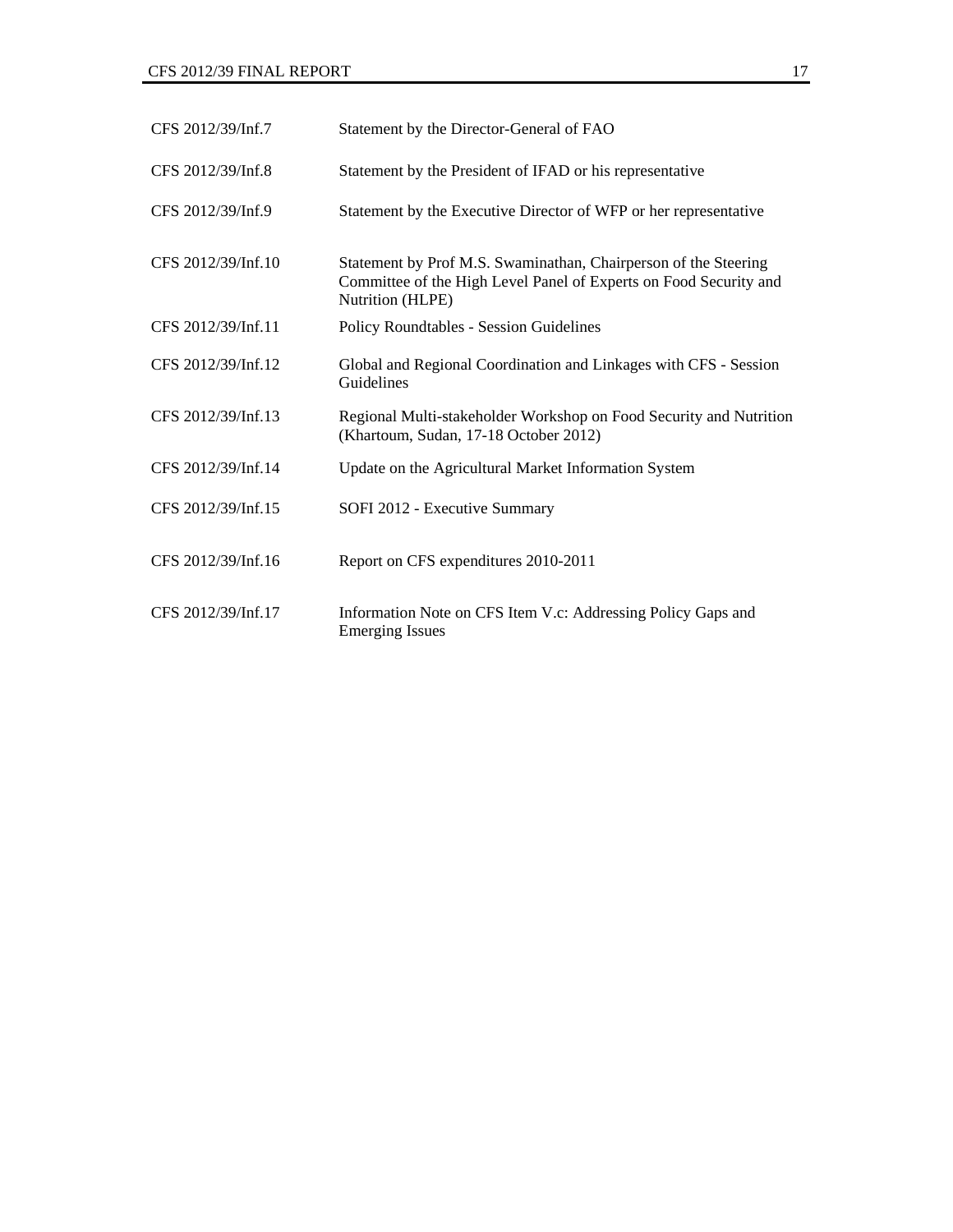| | |
|---|---|
| CFS 2012/39/Inf.7 | Statement by the Director-General of FAO |
| CFS 2012/39/Inf.8 | Statement by the President of IFAD or his representative |
| CFS 2012/39/Inf.9 | Statement by the Executive Director of WFP or her representative |
| CFS 2012/39/Inf.10 | Statement by Prof M.S. Swaminathan, Chairperson of the Steering Committee of the High Level Panel of Experts on Food Security and Nutrition (HLPE) |
| CFS 2012/39/Inf.11 | Policy Roundtables - Session Guidelines |
| CFS 2012/39/Inf.12 | Global and Regional Coordination and Linkages with CFS - Session Guidelines |
| CFS 2012/39/Inf.13 | Regional Multi-stakeholder Workshop on Food Security and Nutrition (Khartoum, Sudan, 17-18 October 2012) |
| CFS 2012/39/Inf.14 | Update on the Agricultural Market Information System |
| CFS 2012/39/Inf.15 | SOFI 2012 - Executive Summary |
| CFS 2012/39/Inf.16 | Report on CFS expenditures 2010-2011 |
| CFS 2012/39/Inf.17 | Information Note on CFS Item V.c: Addressing Policy Gaps and Emerging Issues |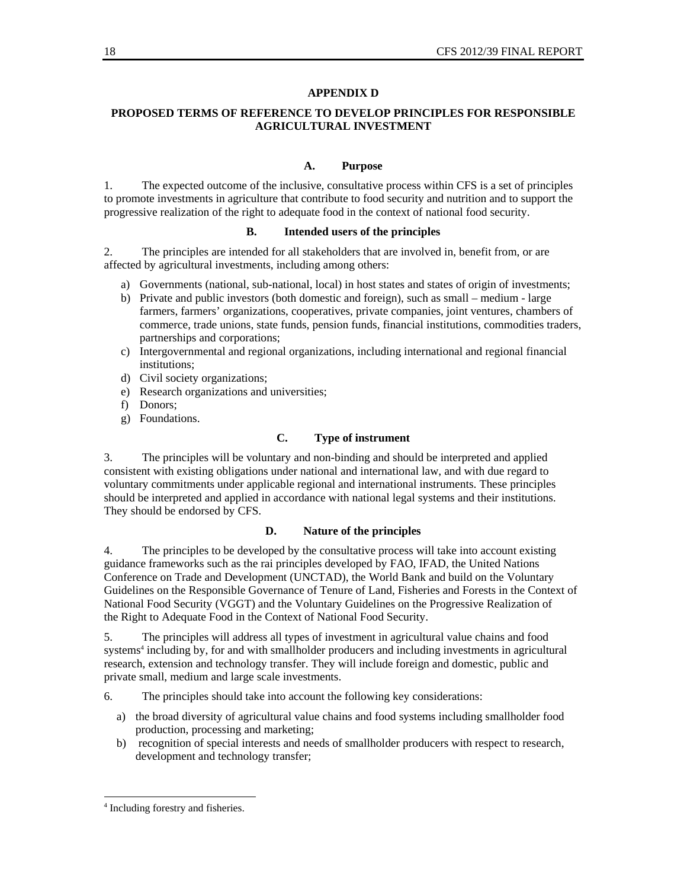## APPENDIX D

## PROPOSED TERMS OF REFERENCE TO DEVELOP PRINCIPLES FOR RESPONSIBLE AGRICULTURAL INVESTMENT

### A. Purpose

1. The expected outcome of the inclusive, consultative process within CFS is a set of principles to promote investments in agriculture that contribute to food security and nutrition and to support the progressive realization of the right to adequate food in the context of national food security.

### B. Intended users of the principles

2. The principles are intended for all stakeholders that are involved in, benefit from, or are affected by agricultural investments, including among others:

a) Governments (national, sub-national, local) in host states and states of origin of investments;
b) Private and public investors (both domestic and foreign), such as small – medium - large farmers, farmers' organizations, cooperatives, private companies, joint ventures, chambers of commerce, trade unions, state funds, pension funds, financial institutions, commodities traders, partnerships and corporations;
c) Intergovernmental and regional organizations, including international and regional financial institutions;
d) Civil society organizations;
e) Research organizations and universities;
f) Donors;
g) Foundations.

### C. Type of instrument

3. The principles will be voluntary and non-binding and should be interpreted and applied consistent with existing obligations under national and international law, and with due regard to voluntary commitments under applicable regional and international instruments. These principles should be interpreted and applied in accordance with national legal systems and their institutions. They should be endorsed by CFS.

### D. Nature of the principles

4. The principles to be developed by the consultative process will take into account existing guidance frameworks such as the rai principles developed by FAO, IFAD, the United Nations Conference on Trade and Development (UNCTAD), the World Bank and build on the Voluntary Guidelines on the Responsible Governance of Tenure of Land, Fisheries and Forests in the Context of National Food Security (VGGT) and the Voluntary Guidelines on the Progressive Realization of the Right to Adequate Food in the Context of National Food Security.

5. The principles will address all types of investment in agricultural value chains and food systems[4] including by, for and with smallholder producers and including investments in agricultural research, extension and technology transfer. They will include foreign and domestic, public and private small, medium and large scale investments.

6. The principles should take into account the following key considerations:

a) the broad diversity of agricultural value chains and food systems including smallholder food production, processing and marketing;
b) recognition of special interests and needs of smallholder producers with respect to research, development and technology transfer;

---

[4] Including forestry and fisheries.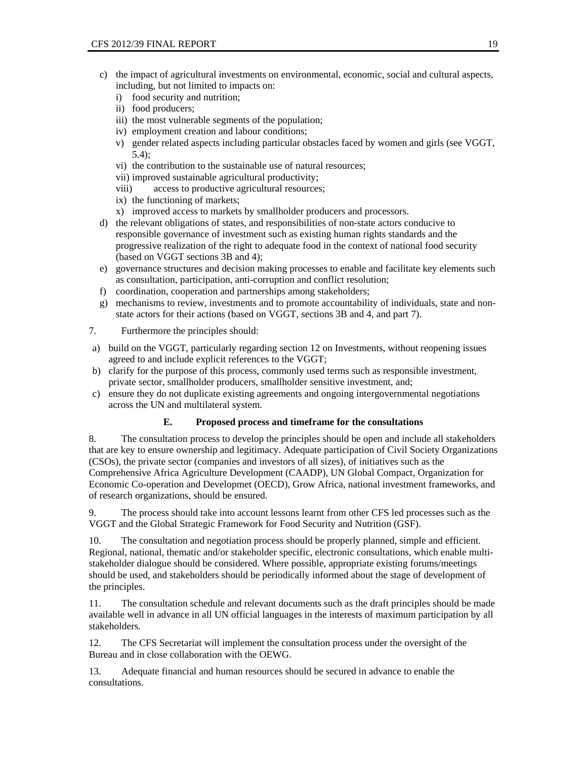c) the impact of agricultural investments on environmental, economic, social and cultural aspects, including, but not limited to impacts on:
   i) food security and nutrition;
   ii) food producers;
   iii) the most vulnerable segments of the population;
   iv) employment creation and labour conditions;
   v) gender related aspects including particular obstacles faced by women and girls (see VGGT, 5.4);
   vi) the contribution to the sustainable use of natural resources;
   vii) improved sustainable agricultural productivity;
   viii) access to productive agricultural resources;
   ix) the functioning of markets;
   x) improved access to markets by smallholder producers and processors.

d) the relevant obligations of states, and responsibilities of non-state actors conducive to responsible governance of investment such as existing human rights standards and the progressive realization of the right to adequate food in the context of national food security (based on VGGT sections 3B and 4);

e) governance structures and decision making processes to enable and facilitate key elements such as consultation, participation, anti-corruption and conflict resolution;

f) coordination, cooperation and partnerships among stakeholders;

g) mechanisms to review, investments and to promote accountability of individuals, state and non-state actors for their actions (based on VGGT, sections 3B and 4, and part 7).

7. Furthermore the principles should:

a) build on the VGGT, particularly regarding section 12 on Investments, without reopening issues agreed to and include explicit references to the VGGT;

b) clarify for the purpose of this process, commonly used terms such as responsible investment, private sector, smallholder producers, smallholder sensitive investment, and;

c) ensure they do not duplicate existing agreements and ongoing intergovernmental negotiations across the UN and multilateral system.

### E. Proposed process and timeframe for the consultations

8. The consultation process to develop the principles should be open and include all stakeholders that are key to ensure ownership and legitimacy. Adequate participation of Civil Society Organizations (CSOs), the private sector (companies and investors of all sizes), of initiatives such as the Comprehensive Africa Agriculture Development (CAADP), UN Global Compact, Organization for Economic Co-operation and Developmet (OECD), Grow Africa, national investment frameworks, and of research organizations, should be ensured.

9. The process should take into account lessons learnt from other CFS led processes such as the VGGT and the Global Strategic Framework for Food Security and Nutrition (GSF).

10. The consultation and negotiation process should be properly planned, simple and efficient. Regional, national, thematic and/or stakeholder specific, electronic consultations, which enable multi-stakeholder dialogue should be considered. Where possible, appropriate existing forums/meetings should be used, and stakeholders should be periodically informed about the stage of development of the principles.

11. The consultation schedule and relevant documents such as the draft principles should be made available well in advance in all UN official languages in the interests of maximum participation by all stakeholders.

12. The CFS Secretariat will implement the consultation process under the oversight of the Bureau and in close collaboration with the OEWG.

13. Adequate financial and human resources should be secured in advance to enable the consultations.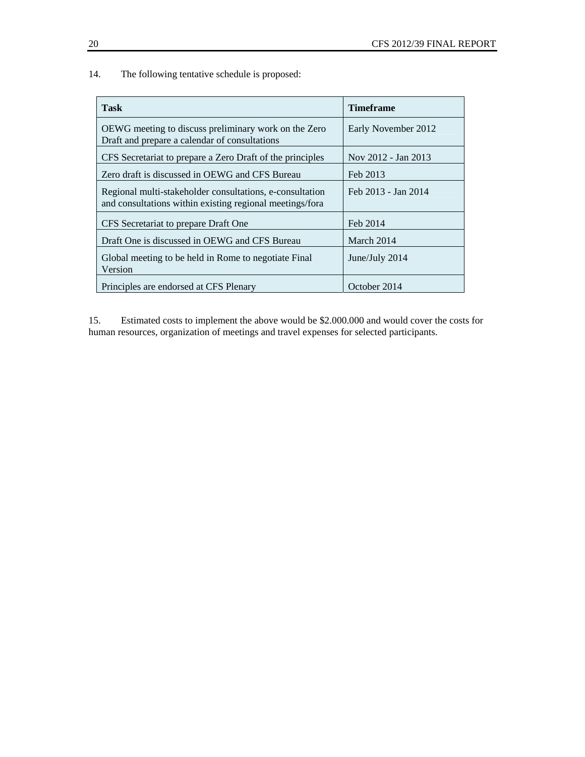14. The following tentative schedule is proposed:

| Task | Timeframe |
|---|---|
| OEWG meeting to discuss preliminary work on the Zero Draft and prepare a calendar of consultations | Early November 2012 |
| CFS Secretariat to prepare a Zero Draft of the principles | Nov 2012 - Jan 2013 |
| Zero draft is discussed in OEWG and CFS Bureau | Feb 2013 |
| Regional multi-stakeholder consultations, e-consultation and consultations within existing regional meetings/fora | Feb 2013 - Jan 2014 |
| CFS Secretariat to prepare Draft One | Feb 2014 |
| Draft One is discussed in OEWG and CFS Bureau | March 2014 |
| Global meeting to be held in Rome to negotiate Final Version | June/July 2014 |
| Principles are endorsed at CFS Plenary | October 2014 |

15. Estimated costs to implement the above would be $2.000.000 and would cover the costs for human resources, organization of meetings and travel expenses for selected participants.